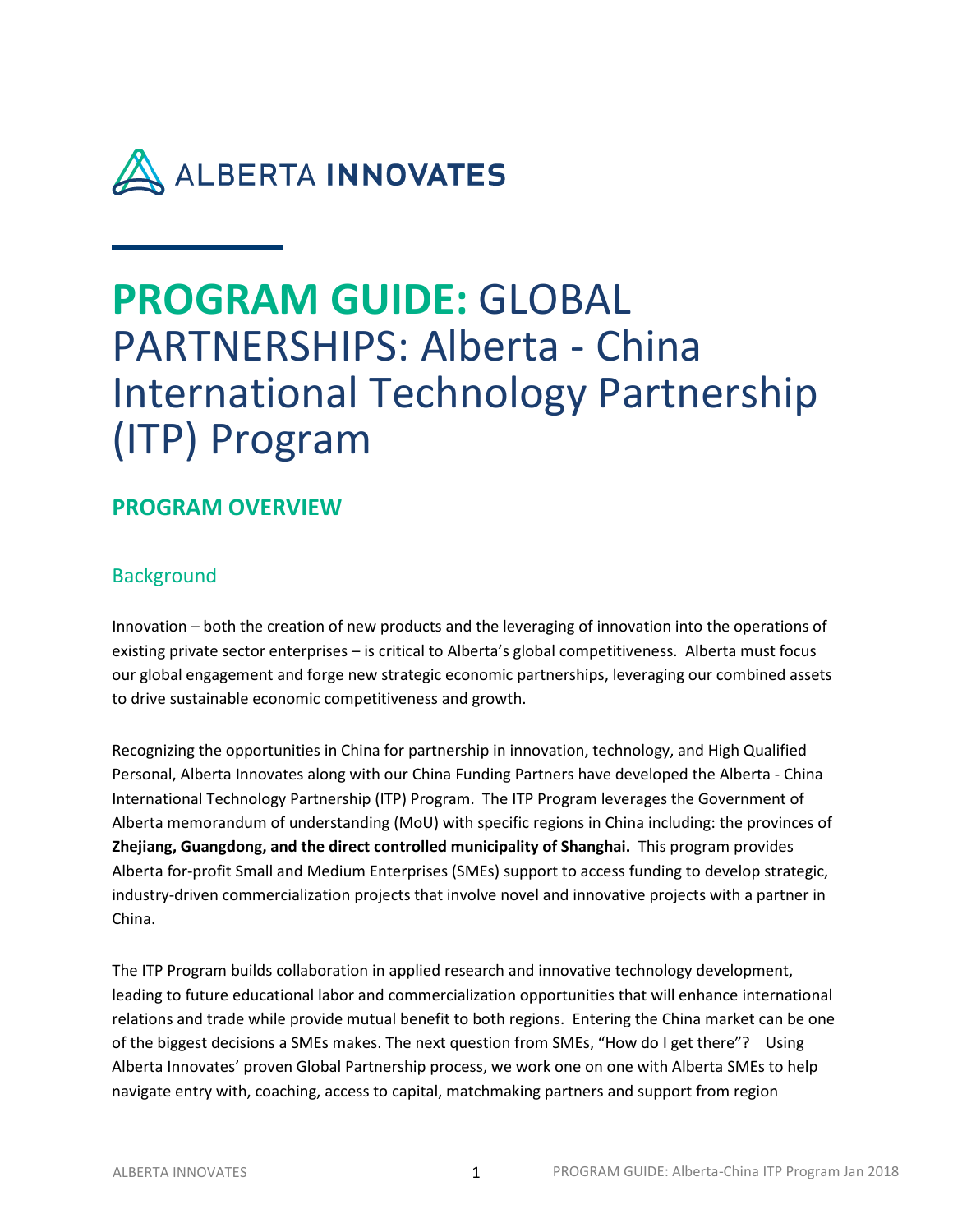ALBERTA **INNOVATES**

# **PROGRAM GUIDE:** GLOBAL PARTNERSHIPS: Alberta - China International Technology Partnership (ITP) Program

## PROGRAM OVERVIEW

### Background

Innovation – both the creation of new products and the leveraging of innovation into the operations of existing private sector enterprises – is critical to Alberta's global competitiveness. Alberta must focus our global engagement and forge new strategic economic partnerships, leveraging our combined assets to drive sustainable economic competitiveness and growth.

Recognizing the opportunities in China for partnership in innovation, technology, and High Qualified Personal, Alberta Innovates along with our China Funding Partners have developed the Alberta - China International Technology Partnership (ITP) Program. The ITP Program leverages the Government of Alberta memorandum of understanding (MoU) with specific regions in China including: the provinces of **Zhejiang, Guangdong, and the direct controlled municipality of Shanghai.** This program provides Alberta for-profit Small and Medium Enterprises (SMEs) support to access funding to develop strategic, industry-driven commercialization projects that involve novel and innovative projects with a partner in China.

The ITP Program builds collaboration in applied research and innovative technology development, leading to future educational labor and commercialization opportunities that will enhance international relations and trade while provide mutual benefit to both regions. Entering the China market can be one of the biggest decisions a SMEs makes. The next question from SMEs, "How do I get there"? Using Alberta Innovates' proven Global Partnership process, we work one on one with Alberta SMEs to help navigate entry with, coaching, access to capital, matchmaking partners and support from region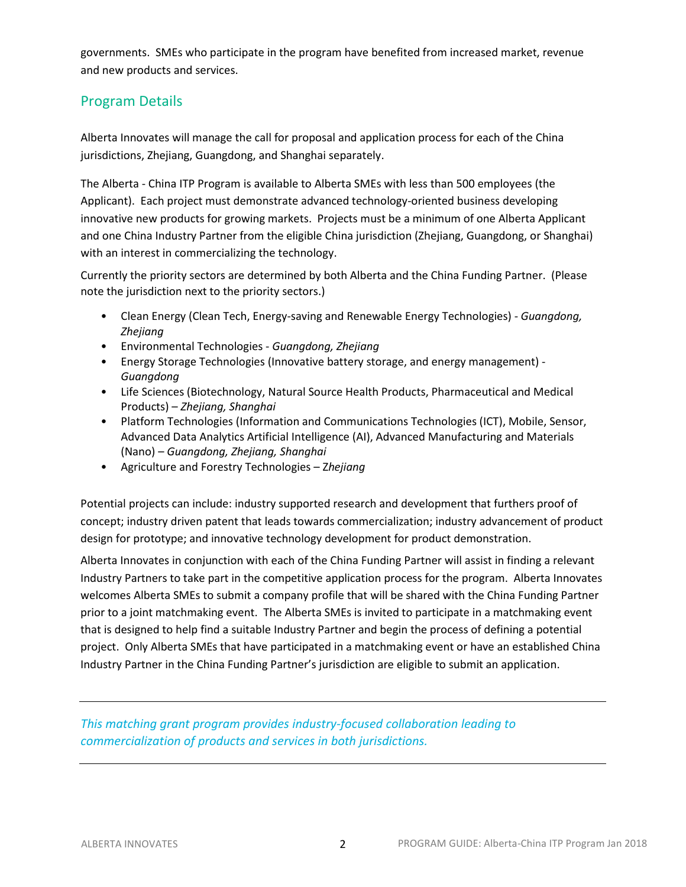governments. SMEs who participate in the program have benefited from increased market, revenue and new products and services.

## Program Details

Alberta Innovates will manage the call for proposal and application process for each of the China jurisdictions, Zhejiang, Guangdong, and Shanghai separately.

The Alberta - China ITP Program is available to Alberta SMEs with less than 500 employees (the Applicant). Each project must demonstrate advanced technology-oriented business developing innovative new products for growing markets. Projects must be a minimum of one Alberta Applicant and one China Industry Partner from the eligible China jurisdiction (Zhejiang, Guangdong, or Shanghai) with an interest in commercializing the technology.

Currently the priority sectors are determined by both Alberta and the China Funding Partner. (Please note the jurisdiction next to the priority sectors.)

- Clean Energy (Clean Tech, Energy-saving and Renewable Energy Technologies) - *Guangdong, Zhejiang*
- Environmental Technologies - *Guangdong, Zhejiang*
- Energy Storage Technologies (Innovative battery storage, and energy management) - *Guangdong*
- Life Sciences (Biotechnology, Natural Source Health Products, Pharmaceutical and Medical Products) – *Zhejiang, Shanghai*
- Platform Technologies (Information and Communications Technologies (ICT), Mobile, Sensor, Advanced Data Analytics Artificial Intelligence (AI), Advanced Manufacturing and Materials (Nano) – *Guangdong, Zhejiang, Shanghai*
- Agriculture and Forestry Technologies – Z*hejiang*

Potential projects can include: industry supported research and development that furthers proof of concept; industry driven patent that leads towards commercialization; industry advancement of product design for prototype; and innovative technology development for product demonstration.

Alberta Innovates in conjunction with each of the China Funding Partner will assist in finding a relevant Industry Partners to take part in the competitive application process for the program. Alberta Innovates welcomes Alberta SMEs to submit a company profile that will be shared with the China Funding Partner prior to a joint matchmaking event. The Alberta SMEs is invited to participate in a matchmaking event that is designed to help find a suitable Industry Partner and begin the process of defining a potential project. Only Alberta SMEs that have participated in a matchmaking event or have an established China Industry Partner in the China Funding Partner's jurisdiction are eligible to submit an application.

---

*This matching grant program provides industry-focused collaboration leading to commercialization of products and services in both jurisdictions.*

---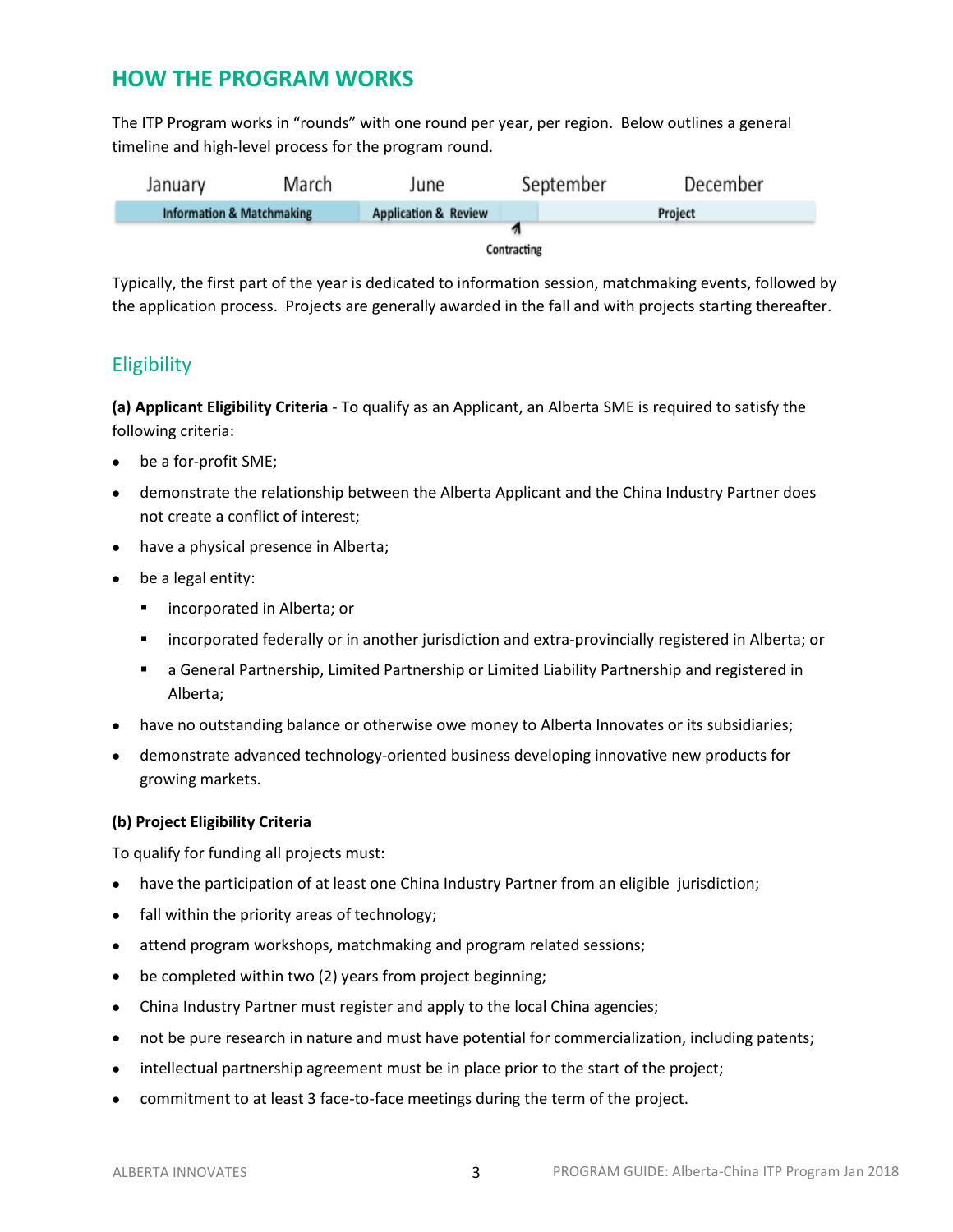## HOW THE PROGRAM WORKS

The ITP Program works in "rounds" with one round per year, per region. Below outlines a general timeline and high-level process for the program round.

| January | March | June | September | December |
|---|---|---|---|---|
| Information & Matchmaking | | Application & Review | Contracting | Project |

Typically, the first part of the year is dedicated to information session, matchmaking events, followed by the application process. Projects are generally awarded in the fall and with projects starting thereafter.

### Eligibility

**(a) Applicant Eligibility Criteria** - To qualify as an Applicant, an Alberta SME is required to satisfy the following criteria:

- be a for-profit SME;
- demonstrate the relationship between the Alberta Applicant and the China Industry Partner does not create a conflict of interest;
- have a physical presence in Alberta;
- be a legal entity:
  - incorporated in Alberta; or
  - incorporated federally or in another jurisdiction and extra-provincially registered in Alberta; or
  - a General Partnership, Limited Partnership or Limited Liability Partnership and registered in Alberta;
- have no outstanding balance or otherwise owe money to Alberta Innovates or its subsidiaries;
- demonstrate advanced technology-oriented business developing innovative new products for growing markets.

**(b) Project Eligibility Criteria**

To qualify for funding all projects must:

- have the participation of at least one China Industry Partner from an eligible jurisdiction;
- fall within the priority areas of technology;
- attend program workshops, matchmaking and program related sessions;
- be completed within two (2) years from project beginning;
- China Industry Partner must register and apply to the local China agencies;
- not be pure research in nature and must have potential for commercialization, including patents;
- intellectual partnership agreement must be in place prior to the start of the project;
- commitment to at least 3 face-to-face meetings during the term of the project.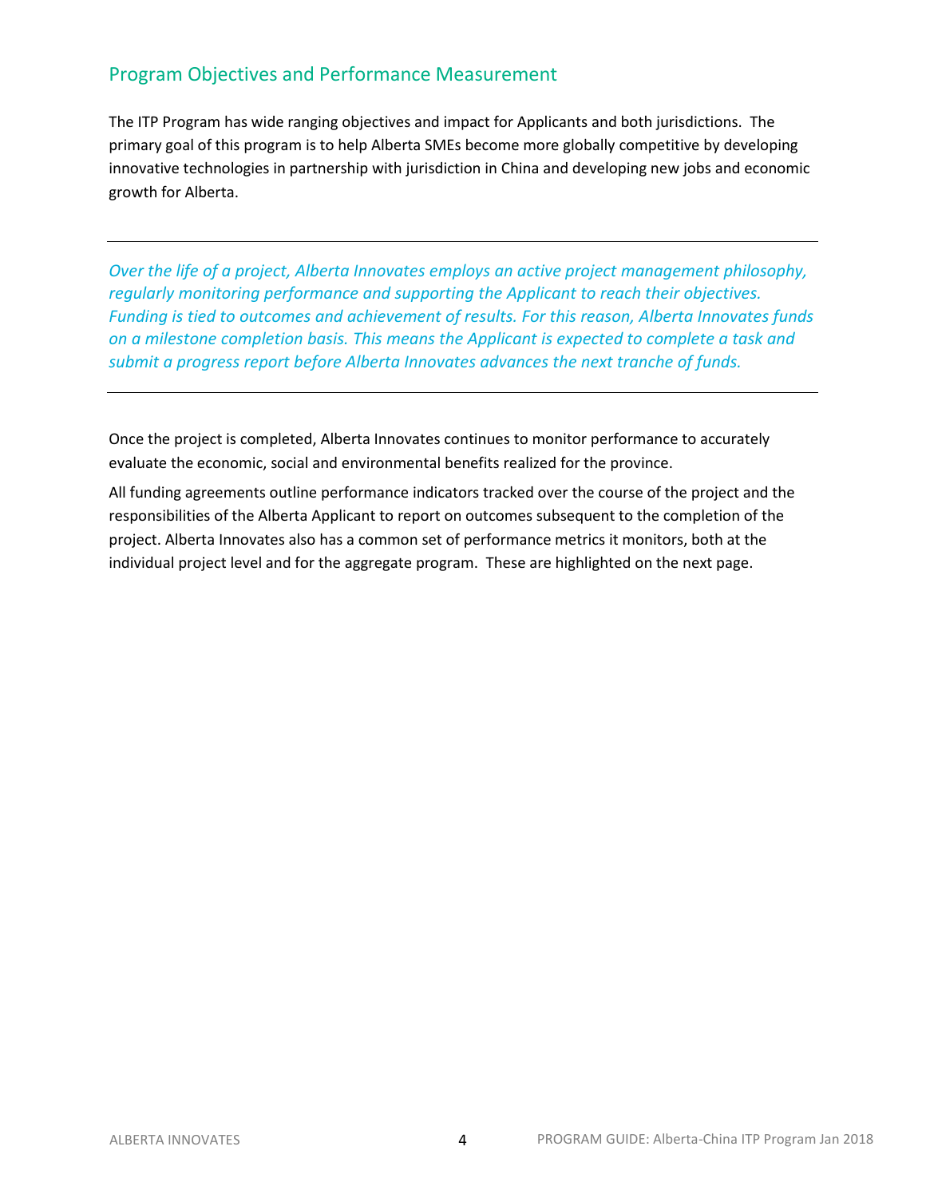## Program Objectives and Performance Measurement

The ITP Program has wide ranging objectives and impact for Applicants and both jurisdictions. The primary goal of this program is to help Alberta SMEs become more globally competitive by developing innovative technologies in partnership with jurisdiction in China and developing new jobs and economic growth for Alberta.

---

*Over the life of a project, Alberta Innovates employs an active project management philosophy, regularly monitoring performance and supporting the Applicant to reach their objectives. Funding is tied to outcomes and achievement of results. For this reason, Alberta Innovates funds on a milestone completion basis. This means the Applicant is expected to complete a task and submit a progress report before Alberta Innovates advances the next tranche of funds.*

---

Once the project is completed, Alberta Innovates continues to monitor performance to accurately evaluate the economic, social and environmental benefits realized for the province.

All funding agreements outline performance indicators tracked over the course of the project and the responsibilities of the Alberta Applicant to report on outcomes subsequent to the completion of the project. Alberta Innovates also has a common set of performance metrics it monitors, both at the individual project level and for the aggregate program. These are highlighted on the next page.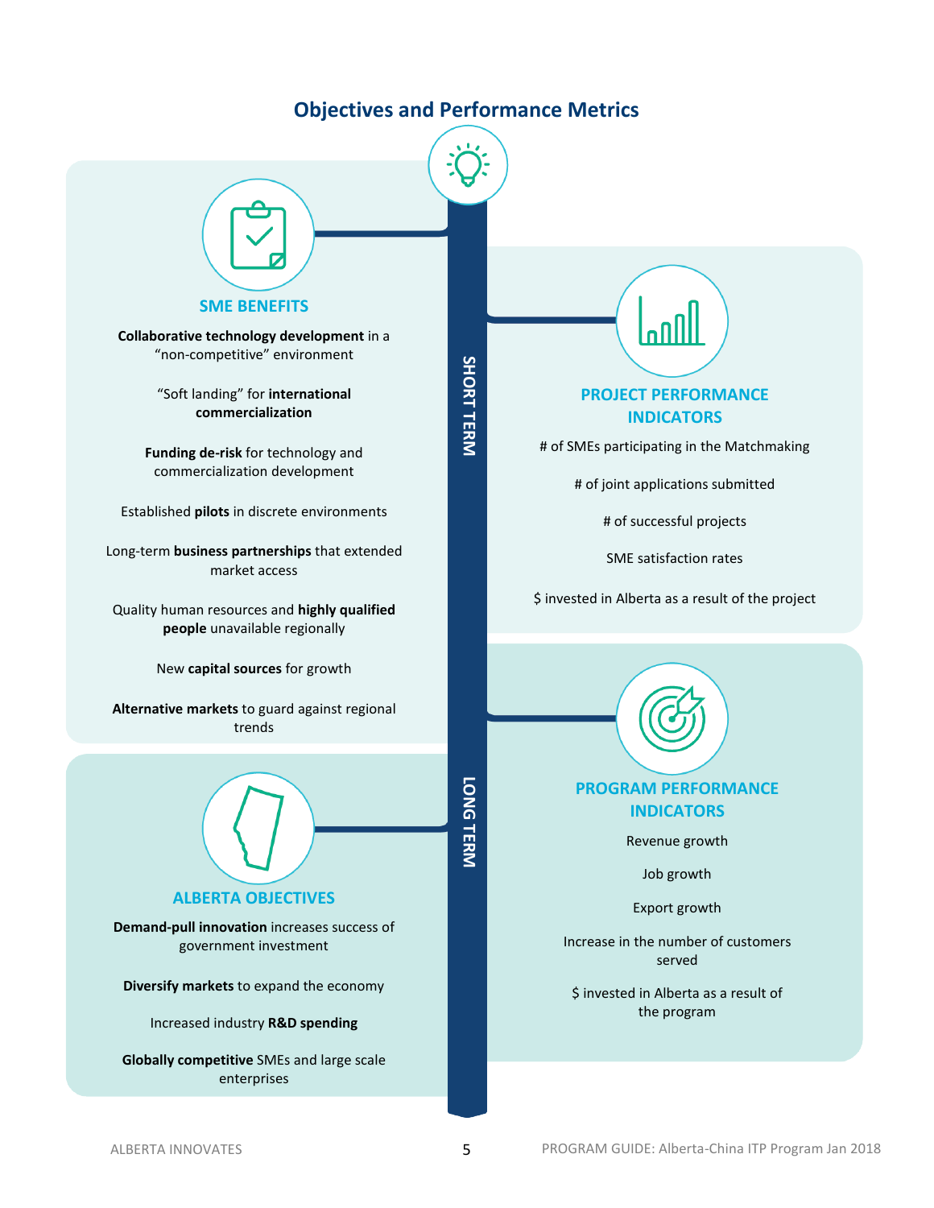## Objectives and Performance Metrics

### SHORT TERM

#### SME BENEFITS

**Collaborative technology development** in a "non-competitive" environment

"Soft landing" for **international commercialization**

**Funding de-risk** for technology and commercialization development

Established **pilots** in discrete environments

Long-term **business partnerships** that extended market access

Quality human resources and **highly qualified people** unavailable regionally

New **capital sources** for growth

**Alternative markets** to guard against regional trends

#### PROJECT PERFORMANCE INDICATORS

# of SMEs participating in the Matchmaking

# of joint applications submitted

# of successful projects

SME satisfaction rates

$ invested in Alberta as a result of the project

### LONG TERM

#### ALBERTA OBJECTIVES

**Demand-pull innovation** increases success of government investment

**Diversify markets** to expand the economy

Increased industry **R&D spending**

**Globally competitive** SMEs and large scale enterprises

#### PROGRAM PERFORMANCE INDICATORS

Revenue growth

Job growth

Export growth

Increase in the number of customers served

$ invested in Alberta as a result of the program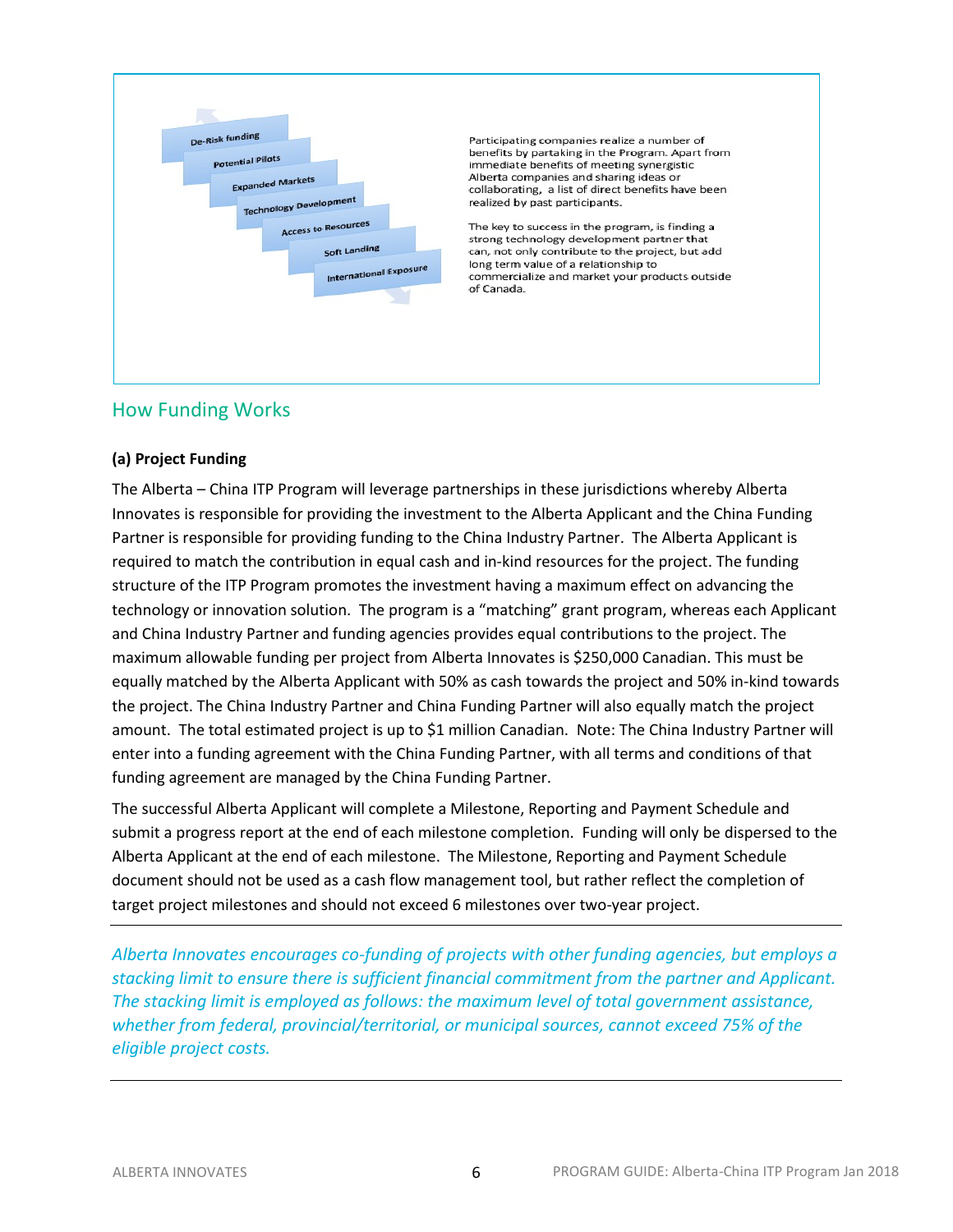- De-Risk funding
- Potential Pilots
- Expanded Markets
- Technology Development
- Access to Resources
- Soft Landing
- International Exposure

Participating companies realize a number of benefits by partaking in the Program. Apart from immediate benefits of meeting synergistic Alberta companies and sharing ideas or collaborating, a list of direct benefits have been realized by past participants.

The key to success in the program, is finding a strong technology development partner that can, not only contribute to the project, but add long term value of a relationship to commercialize and market your products outside of Canada.

## How Funding Works

**(a) Project Funding**

The Alberta – China ITP Program will leverage partnerships in these jurisdictions whereby Alberta Innovates is responsible for providing the investment to the Alberta Applicant and the China Funding Partner is responsible for providing funding to the China Industry Partner. The Alberta Applicant is required to match the contribution in equal cash and in-kind resources for the project. The funding structure of the ITP Program promotes the investment having a maximum effect on advancing the technology or innovation solution. The program is a "matching" grant program, whereas each Applicant and China Industry Partner and funding agencies provides equal contributions to the project. The maximum allowable funding per project from Alberta Innovates is $250,000 Canadian. This must be equally matched by the Alberta Applicant with 50% as cash towards the project and 50% in-kind towards the project. The China Industry Partner and China Funding Partner will also equally match the project amount. The total estimated project is up to $1 million Canadian. Note: The China Industry Partner will enter into a funding agreement with the China Funding Partner, with all terms and conditions of that funding agreement are managed by the China Funding Partner.

The successful Alberta Applicant will complete a Milestone, Reporting and Payment Schedule and submit a progress report at the end of each milestone completion. Funding will only be dispersed to the Alberta Applicant at the end of each milestone. The Milestone, Reporting and Payment Schedule document should not be used as a cash flow management tool, but rather reflect the completion of target project milestones and should not exceed 6 milestones over two-year project.

---

*Alberta Innovates encourages co-funding of projects with other funding agencies, but employs a stacking limit to ensure there is sufficient financial commitment from the partner and Applicant. The stacking limit is employed as follows: the maximum level of total government assistance, whether from federal, provincial/territorial, or municipal sources, cannot exceed 75% of the eligible project costs.*

---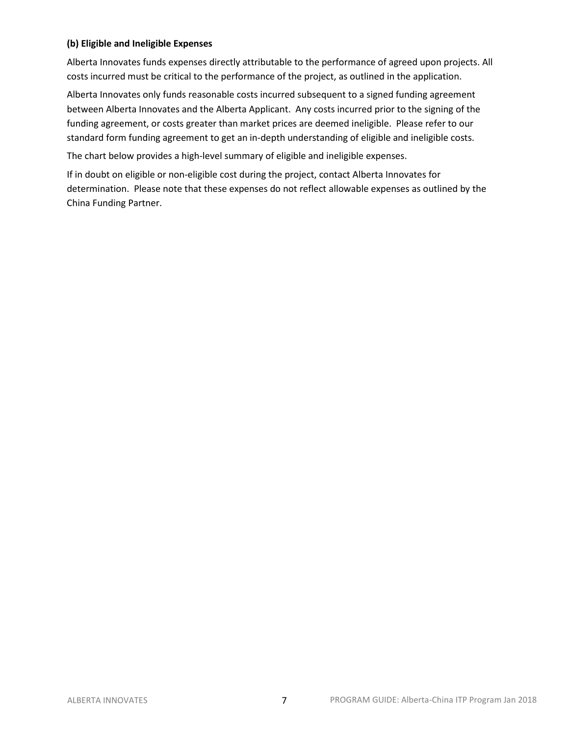**(b) Eligible and Ineligible Expenses**

Alberta Innovates funds expenses directly attributable to the performance of agreed upon projects. All costs incurred must be critical to the performance of the project, as outlined in the application.

Alberta Innovates only funds reasonable costs incurred subsequent to a signed funding agreement between Alberta Innovates and the Alberta Applicant. Any costs incurred prior to the signing of the funding agreement, or costs greater than market prices are deemed ineligible. Please refer to our standard form funding agreement to get an in-depth understanding of eligible and ineligible costs.

The chart below provides a high-level summary of eligible and ineligible expenses.

If in doubt on eligible or non-eligible cost during the project, contact Alberta Innovates for determination. Please note that these expenses do not reflect allowable expenses as outlined by the China Funding Partner.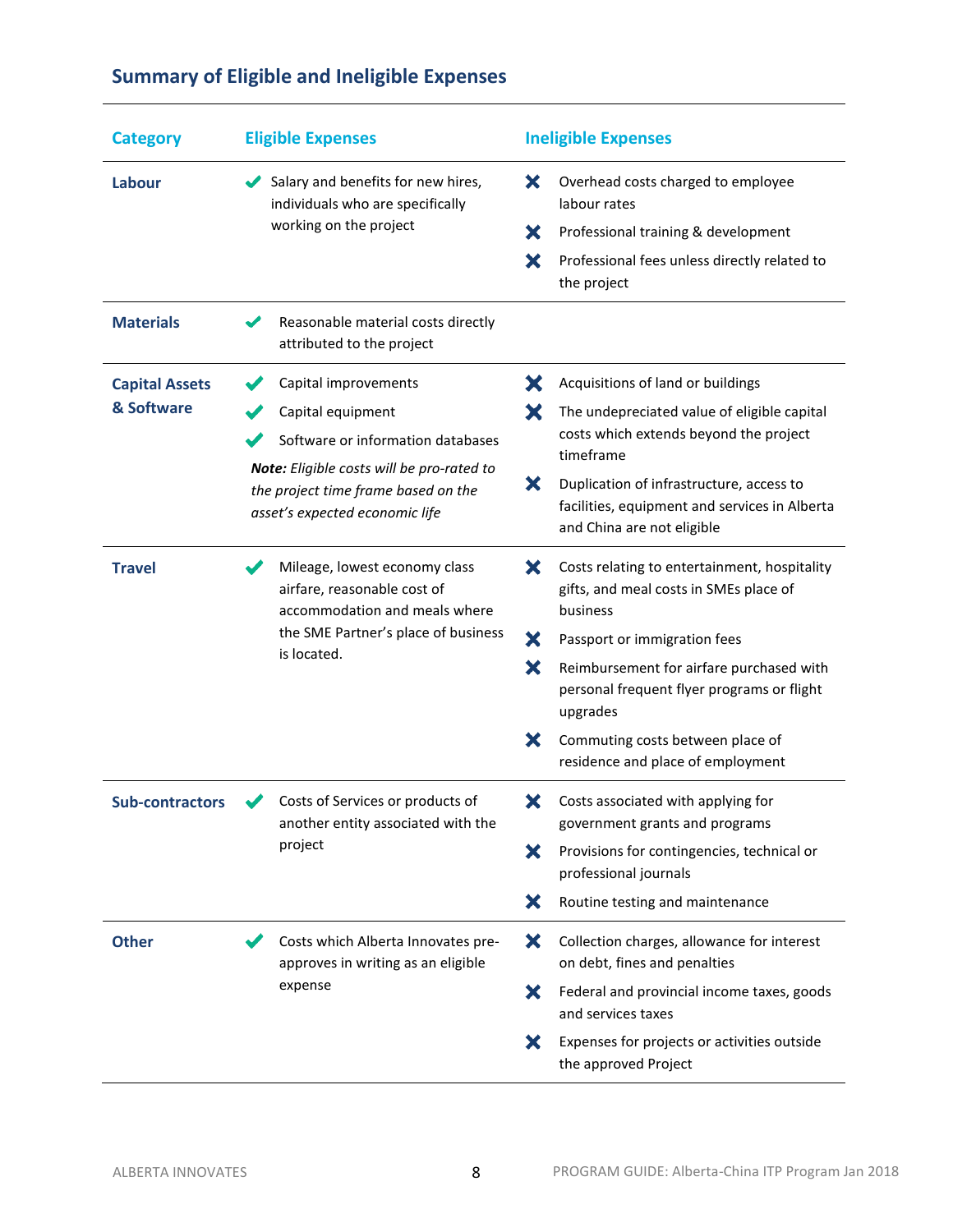## Summary of Eligible and Ineligible Expenses

| Category | Eligible Expenses | Ineligible Expenses |
|---|---|---|
| **Labour** | ✔ Salary and benefits for new hires, individuals who are specifically working on the project | ✖ Overhead costs charged to employee labour rates<br>✖ Professional training & development<br>✖ Professional fees unless directly related to the project |
| **Materials** | ✔ Reasonable material costs directly attributed to the project | |
| **Capital Assets & Software** | ✔ Capital improvements<br>✔ Capital equipment<br>✔ Software or information databases<br>***Note:*** *Eligible costs will be pro-rated to the project time frame based on the asset's expected economic life* | ✖ Acquisitions of land or buildings<br>✖ The undepreciated value of eligible capital costs which extends beyond the project timeframe<br>✖ Duplication of infrastructure, access to facilities, equipment and services in Alberta and China are not eligible |
| **Travel** | ✔ Mileage, lowest economy class airfare, reasonable cost of accommodation and meals where the SME Partner's place of business is located. | ✖ Costs relating to entertainment, hospitality gifts, and meal costs in SMEs place of business<br>✖ Passport or immigration fees<br>✖ Reimbursement for airfare purchased with personal frequent flyer programs or flight upgrades<br>✖ Commuting costs between place of residence and place of employment |
| **Sub-contractors** | ✔ Costs of Services or products of another entity associated with the project | ✖ Costs associated with applying for government grants and programs<br>✖ Provisions for contingencies, technical or professional journals<br>✖ Routine testing and maintenance |
| **Other** | ✔ Costs which Alberta Innovates pre-approves in writing as an eligible expense | ✖ Collection charges, allowance for interest on debt, fines and penalties<br>✖ Federal and provincial income taxes, goods and services taxes<br>✖ Expenses for projects or activities outside the approved Project |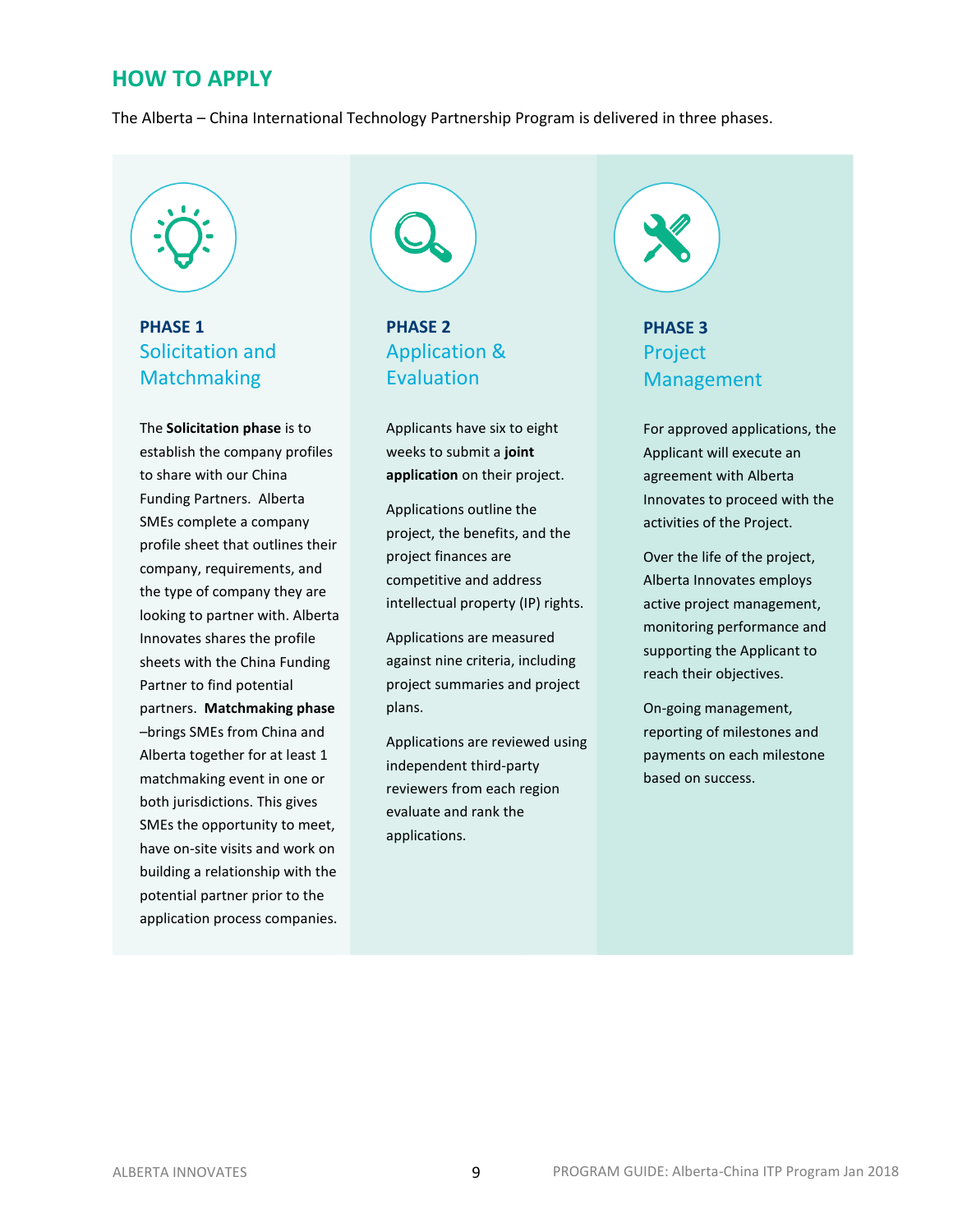## HOW TO APPLY

The Alberta – China International Technology Partnership Program is delivered in three phases.

### PHASE 1
### Solicitation and Matchmaking

The **Solicitation phase** is to establish the company profiles to share with our China Funding Partners. Alberta SMEs complete a company profile sheet that outlines their company, requirements, and the type of company they are looking to partner with. Alberta Innovates shares the profile sheets with the China Funding Partner to find potential partners. **Matchmaking phase** –brings SMEs from China and Alberta together for at least 1 matchmaking event in one or both jurisdictions. This gives SMEs the opportunity to meet, have on-site visits and work on building a relationship with the potential partner prior to the application process companies.

### PHASE 2
### Application & Evaluation

Applicants have six to eight weeks to submit a **joint application** on their project.

Applications outline the project, the benefits, and the project finances are competitive and address intellectual property (IP) rights.

Applications are measured against nine criteria, including project summaries and project plans.

Applications are reviewed using independent third-party reviewers from each region evaluate and rank the applications.

### PHASE 3
### Project Management

For approved applications, the Applicant will execute an agreement with Alberta Innovates to proceed with the activities of the Project.

Over the life of the project, Alberta Innovates employs active project management, monitoring performance and supporting the Applicant to reach their objectives.

On-going management, reporting of milestones and payments on each milestone based on success.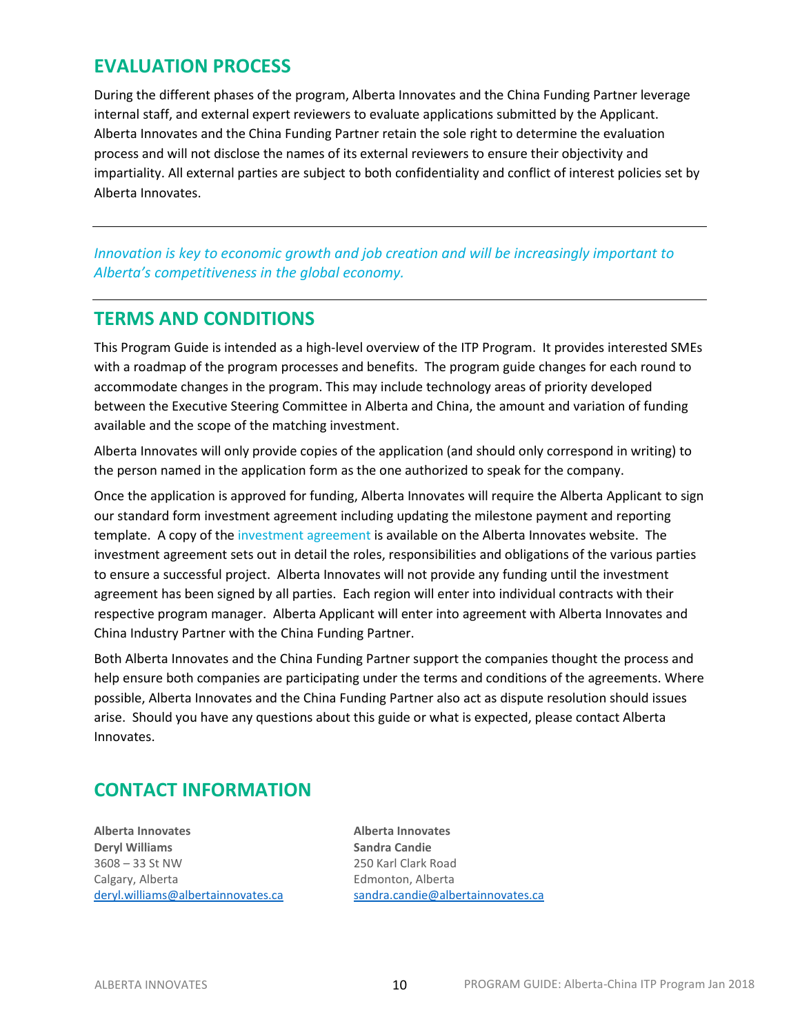## EVALUATION PROCESS

During the different phases of the program, Alberta Innovates and the China Funding Partner leverage internal staff, and external expert reviewers to evaluate applications submitted by the Applicant. Alberta Innovates and the China Funding Partner retain the sole right to determine the evaluation process and will not disclose the names of its external reviewers to ensure their objectivity and impartiality. All external parties are subject to both confidentiality and conflict of interest policies set by Alberta Innovates.

---

*Innovation is key to economic growth and job creation and will be increasingly important to Alberta's competitiveness in the global economy.*

---

## TERMS AND CONDITIONS

This Program Guide is intended as a high-level overview of the ITP Program. It provides interested SMEs with a roadmap of the program processes and benefits. The program guide changes for each round to accommodate changes in the program. This may include technology areas of priority developed between the Executive Steering Committee in Alberta and China, the amount and variation of funding available and the scope of the matching investment.

Alberta Innovates will only provide copies of the application (and should only correspond in writing) to the person named in the application form as the one authorized to speak for the company.

Once the application is approved for funding, Alberta Innovates will require the Alberta Applicant to sign our standard form investment agreement including updating the milestone payment and reporting template. A copy of the investment agreement is available on the Alberta Innovates website. The investment agreement sets out in detail the roles, responsibilities and obligations of the various parties to ensure a successful project. Alberta Innovates will not provide any funding until the investment agreement has been signed by all parties. Each region will enter into individual contracts with their respective program manager. Alberta Applicant will enter into agreement with Alberta Innovates and China Industry Partner with the China Funding Partner.

Both Alberta Innovates and the China Funding Partner support the companies thought the process and help ensure both companies are participating under the terms and conditions of the agreements. Where possible, Alberta Innovates and the China Funding Partner also act as dispute resolution should issues arise. Should you have any questions about this guide or what is expected, please contact Alberta Innovates.

## CONTACT INFORMATION

**Alberta Innovates**
**Deryl Williams**
3608 – 33 St NW
Calgary, Alberta
deryl.williams@albertainnovates.ca

**Alberta Innovates**
**Sandra Candie**
250 Karl Clark Road
Edmonton, Alberta
sandra.candie@albertainnovates.ca